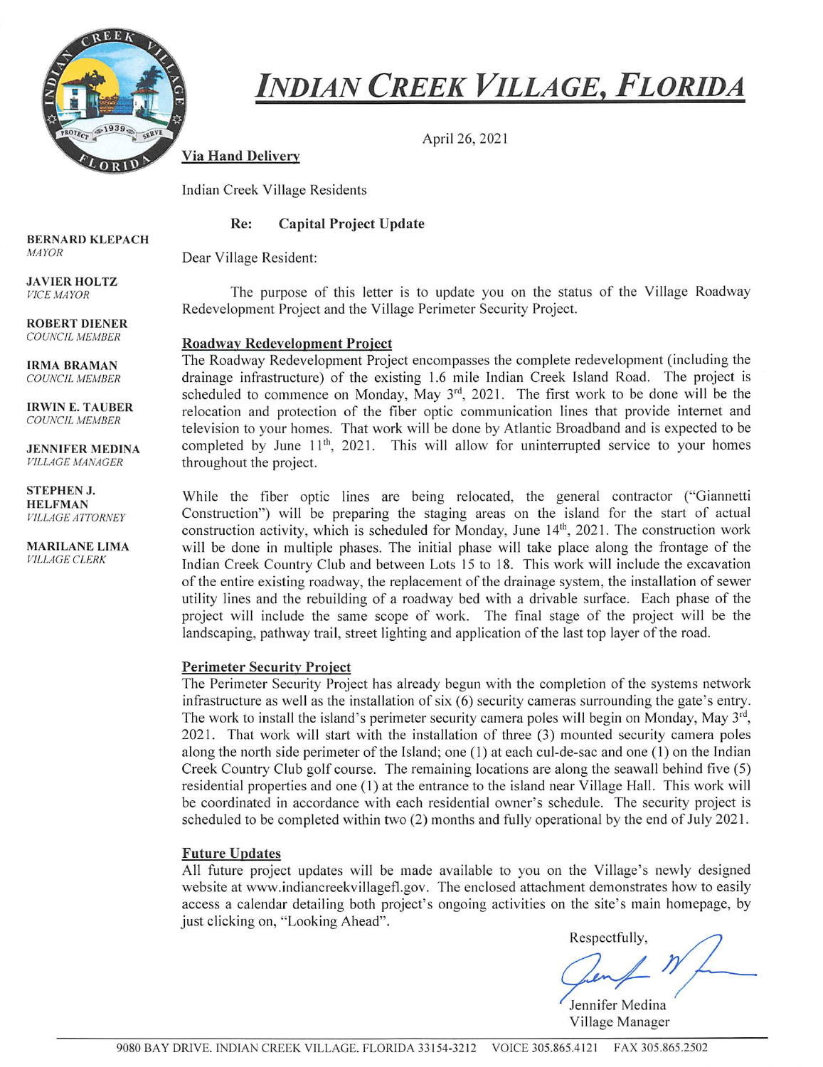# *INDIAN CREEK VILLAGE, FLORIDA*

April 26, 2021

**Via Hand Delivery**

Indian Creek Village Residents

**Re: Capital Project Update**

**BERNARD KLEPACH**
*MAYOR*

**JAVIER HOLTZ**
*VICE MAYOR*

**ROBERT DIENER**
*COUNCIL MEMBER*

**IRMA BRAMAN**
*COUNCIL MEMBER*

**IRWIN E. TAUBER**
*COUNCIL MEMBER*

**JENNIFER MEDINA**
*VILLAGE MANAGER*

**STEPHEN J. HELFMAN**
*VILLAGE ATTORNEY*

**MARILANE LIMA**
*VILLAGE CLERK*

Dear Village Resident:

The purpose of this letter is to update you on the status of the Village Roadway Redevelopment Project and the Village Perimeter Security Project.

**Roadway Redevelopment Project**

The Roadway Redevelopment Project encompasses the complete redevelopment (including the drainage infrastructure) of the existing 1.6 mile Indian Creek Island Road. The project is scheduled to commence on Monday, May 3rd, 2021. The first work to be done will be the relocation and protection of the fiber optic communication lines that provide internet and television to your homes. That work will be done by Atlantic Broadband and is expected to be completed by June 11th, 2021. This will allow for uninterrupted service to your homes throughout the project.

While the fiber optic lines are being relocated, the general contractor ("Giannetti Construction") will be preparing the staging areas on the island for the start of actual construction activity, which is scheduled for Monday, June 14th, 2021. The construction work will be done in multiple phases. The initial phase will take place along the frontage of the Indian Creek Country Club and between Lots 15 to 18. This work will include the excavation of the entire existing roadway, the replacement of the drainage system, the installation of sewer utility lines and the rebuilding of a roadway bed with a drivable surface. Each phase of the project will include the same scope of work. The final stage of the project will be the landscaping, pathway trail, street lighting and application of the last top layer of the road.

**Perimeter Security Project**

The Perimeter Security Project has already begun with the completion of the systems network infrastructure as well as the installation of six (6) security cameras surrounding the gate's entry. The work to install the island's perimeter security camera poles will begin on Monday, May 3rd, 2021. That work will start with the installation of three (3) mounted security camera poles along the north side perimeter of the Island; one (1) at each cul-de-sac and one (1) on the Indian Creek Country Club golf course. The remaining locations are along the seawall behind five (5) residential properties and one (1) at the entrance to the island near Village Hall. This work will be coordinated in accordance with each residential owner's schedule. The security project is scheduled to be completed within two (2) months and fully operational by the end of July 2021.

**Future Updates**

All future project updates will be made available to you on the Village's newly designed website at www.indiancreekvillagefl.gov. The enclosed attachment demonstrates how to easily access a calendar detailing both project's ongoing activities on the site's main homepage, by just clicking on, "Looking Ahead".

Respectfully,

Jennifer Medina
Village Manager

9080 BAY DRIVE. INDIAN CREEK VILLAGE. FLORIDA 33154-3212 VOICE 305.865.4121 FAX 305.865.2502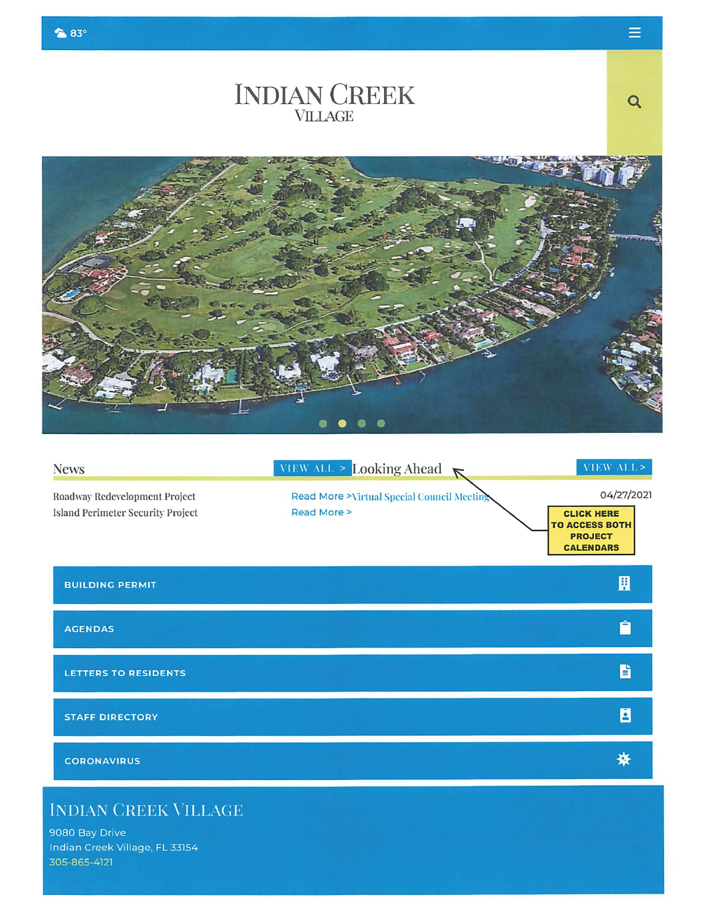83°

# INDIAN CREEK
## VILLAGE

## News

VIEW ALL >

Roadway Redevelopment Project

Read More >

Island Perimeter Security Project

Read More >

## Looking Ahead

VIEW ALL >

Virtual Special Council Meeting

04/27/2021

**CLICK HERE TO ACCESS BOTH PROJECT CALENDARS**

**BUILDING PERMIT**

**AGENDAS**

**LETTERS TO RESIDENTS**

**STAFF DIRECTORY**

**CORONAVIRUS**

## INDIAN CREEK VILLAGE

9080 Bay Drive
Indian Creek Village, FL 33154
305-865-4121